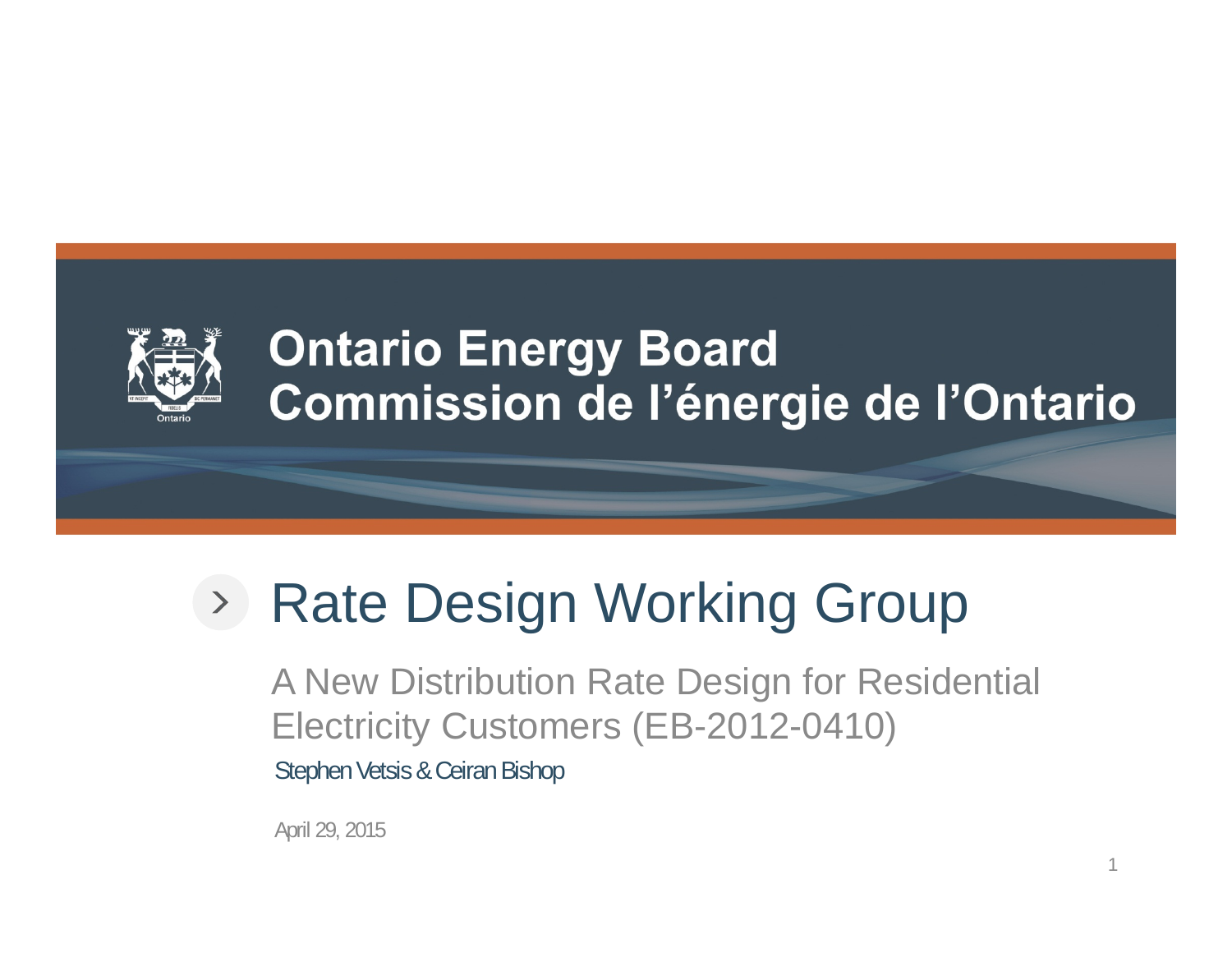Ontario Energy Board
Commission de l'énergie de l'Ontario

# Rate Design Working Group

## A New Distribution Rate Design for Residential Electricity Customers (EB-2012-0410)

Stephen Vetsis & Ceiran Bishop

April 29, 2015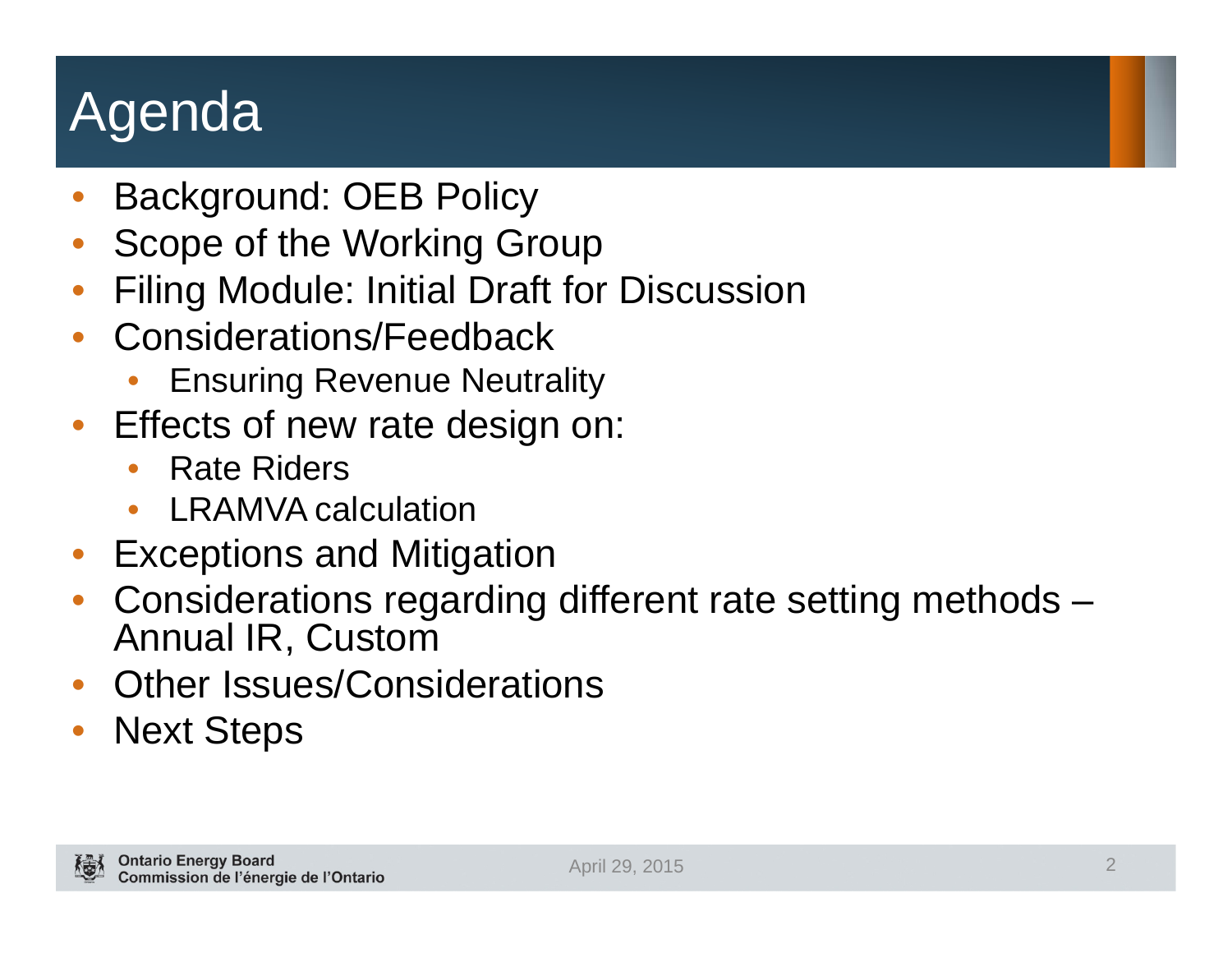# Agenda

- Background: OEB Policy
- Scope of the Working Group
- Filing Module: Initial Draft for Discussion
- Considerations/Feedback
  - Ensuring Revenue Neutrality
- Effects of new rate design on:
  - Rate Riders
  - LRAMVA calculation
- Exceptions and Mitigation
- Considerations regarding different rate setting methods – Annual IR, Custom
- Other Issues/Considerations
- Next Steps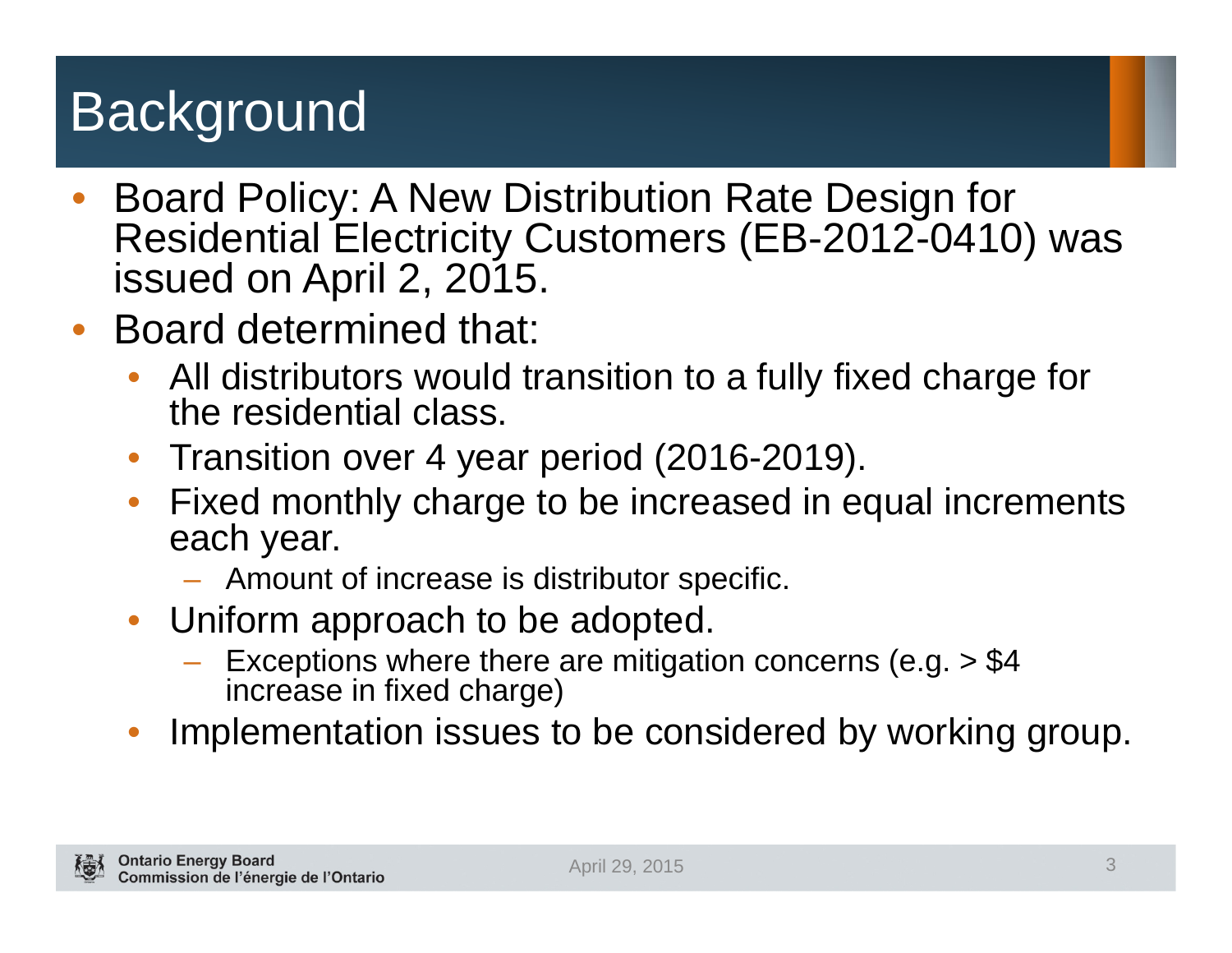# Background

- Board Policy: A New Distribution Rate Design for Residential Electricity Customers (EB-2012-0410) was issued on April 2, 2015.
- Board determined that:
  - All distributors would transition to a fully fixed charge for the residential class.
  - Transition over 4 year period (2016-2019).
  - Fixed monthly charge to be increased in equal increments each year.
    - Amount of increase is distributor specific.
  - Uniform approach to be adopted.
    - Exceptions where there are mitigation concerns (e.g. > $4 increase in fixed charge)
  - Implementation issues to be considered by working group.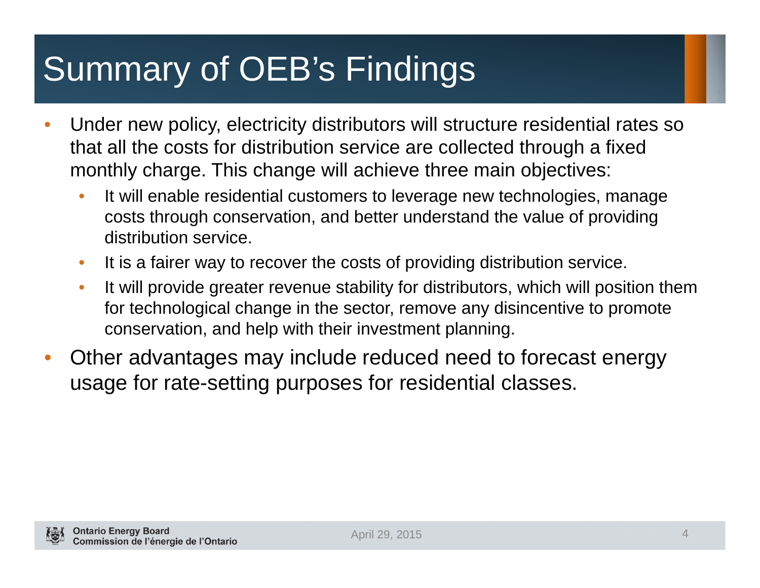# Summary of OEB's Findings

- Under new policy, electricity distributors will structure residential rates so that all the costs for distribution service are collected through a fixed monthly charge. This change will achieve three main objectives:
  - It will enable residential customers to leverage new technologies, manage costs through conservation, and better understand the value of providing distribution service.
  - It is a fairer way to recover the costs of providing distribution service.
  - It will provide greater revenue stability for distributors, which will position them for technological change in the sector, remove any disincentive to promote conservation, and help with their investment planning.
- Other advantages may include reduced need to forecast energy usage for rate-setting purposes for residential classes.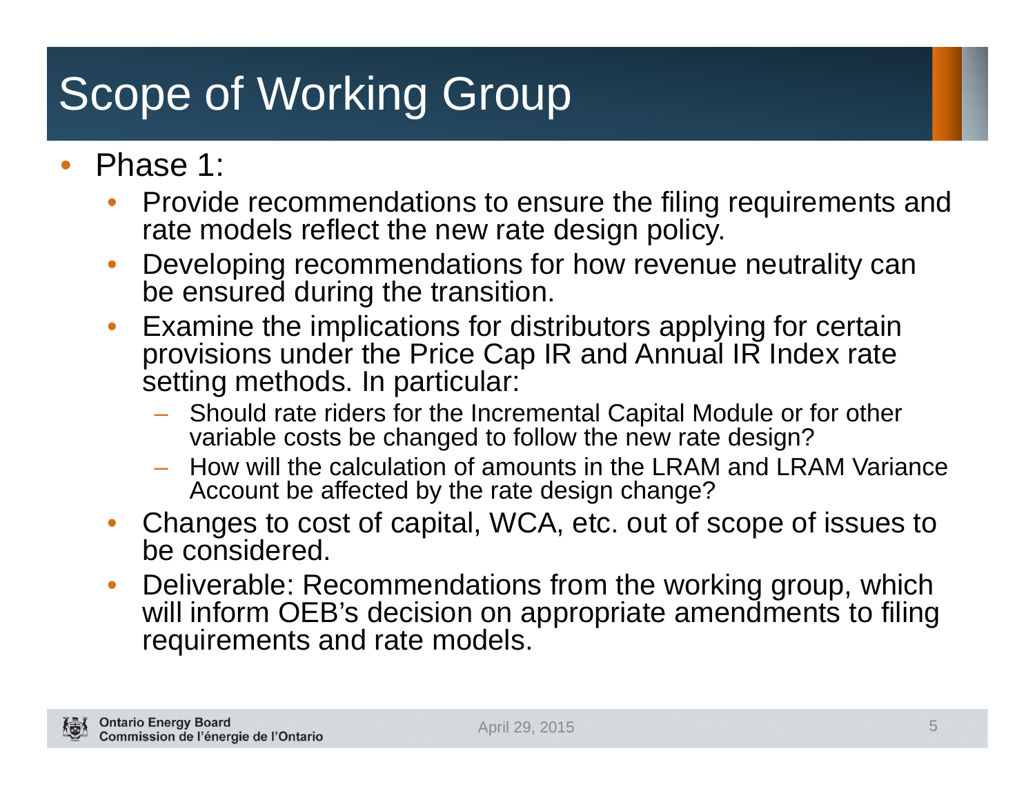# Scope of Working Group

- Phase 1:
  - Provide recommendations to ensure the filing requirements and rate models reflect the new rate design policy.
  - Developing recommendations for how revenue neutrality can be ensured during the transition.
  - Examine the implications for distributors applying for certain provisions under the Price Cap IR and Annual IR Index rate setting methods. In particular:
    - Should rate riders for the Incremental Capital Module or for other variable costs be changed to follow the new rate design?
    - How will the calculation of amounts in the LRAM and LRAM Variance Account be affected by the rate design change?
  - Changes to cost of capital, WCA, etc. out of scope of issues to be considered.
  - Deliverable: Recommendations from the working group, which will inform OEB's decision on appropriate amendments to filing requirements and rate models.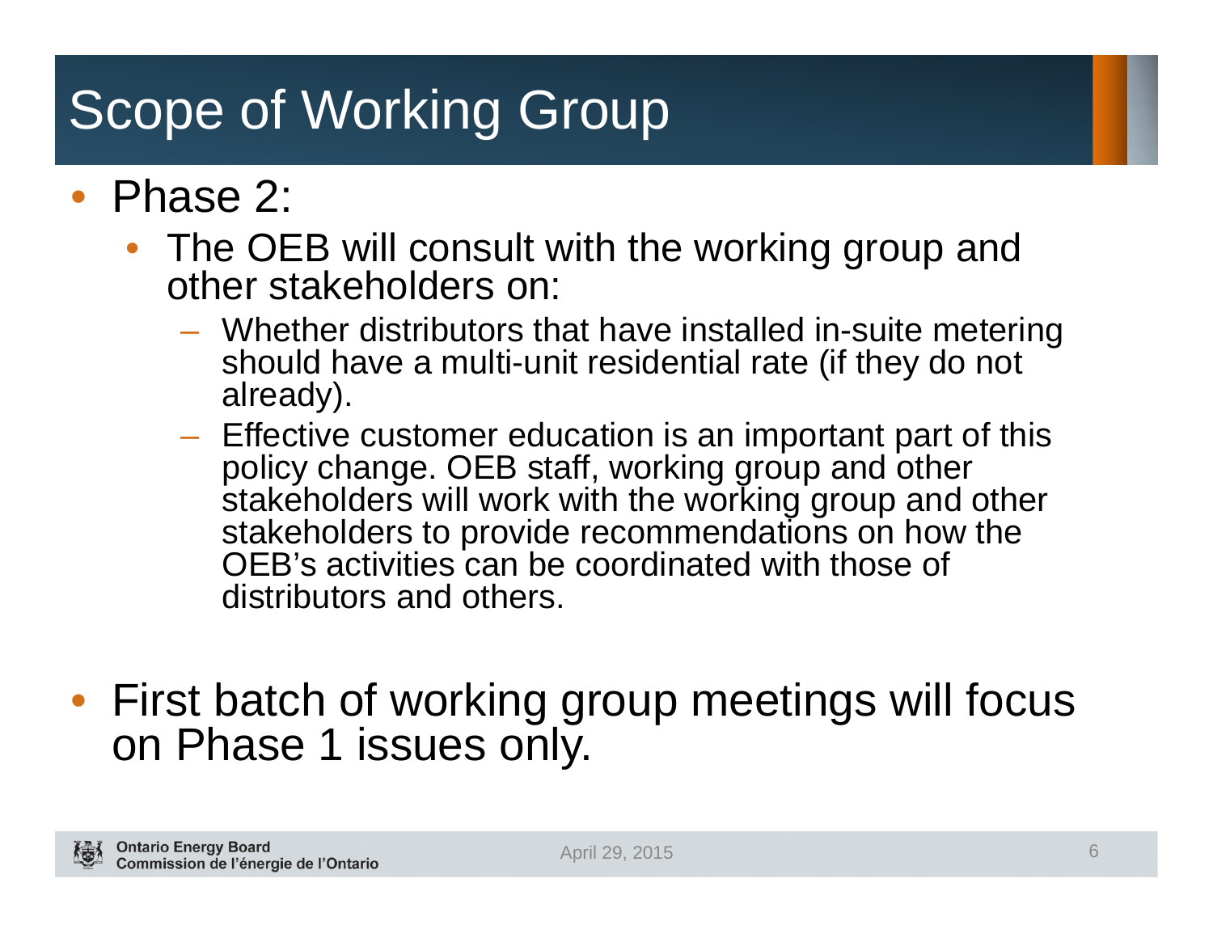# Scope of Working Group

- Phase 2:
  - The OEB will consult with the working group and other stakeholders on:
    - Whether distributors that have installed in-suite metering should have a multi-unit residential rate (if they do not already).
    - Effective customer education is an important part of this policy change. OEB staff, working group and other stakeholders will work with the working group and other stakeholders to provide recommendations on how the OEB's activities can be coordinated with those of distributors and others.

- First batch of working group meetings will focus on Phase 1 issues only.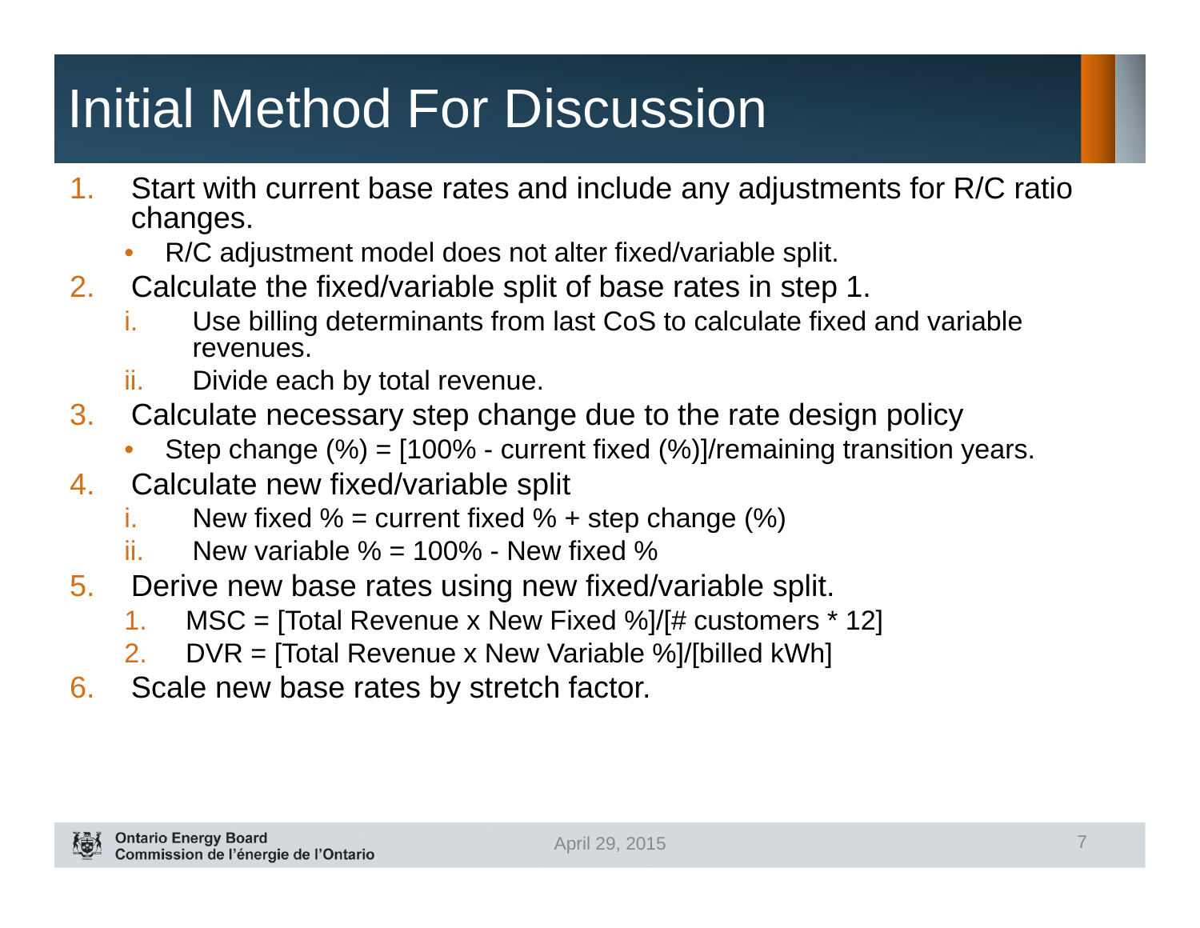# Initial Method For Discussion

1. Start with current base rates and include any adjustments for R/C ratio changes.
   - R/C adjustment model does not alter fixed/variable split.
2. Calculate the fixed/variable split of base rates in step 1.
   1. Use billing determinants from last CoS to calculate fixed and variable revenues.
   2. Divide each by total revenue.
3. Calculate necessary step change due to the rate design policy
   - Step change (%) = [100% - current fixed (%)]/remaining transition years.
4. Calculate new fixed/variable split
   1. New fixed % = current fixed % + step change (%)
   2. New variable % = 100% - New fixed %
5. Derive new base rates using new fixed/variable split.
   1. MSC = [Total Revenue x New Fixed %]/[# customers * 12]
   2. DVR = [Total Revenue x New Variable %]/[billed kWh]
6. Scale new base rates by stretch factor.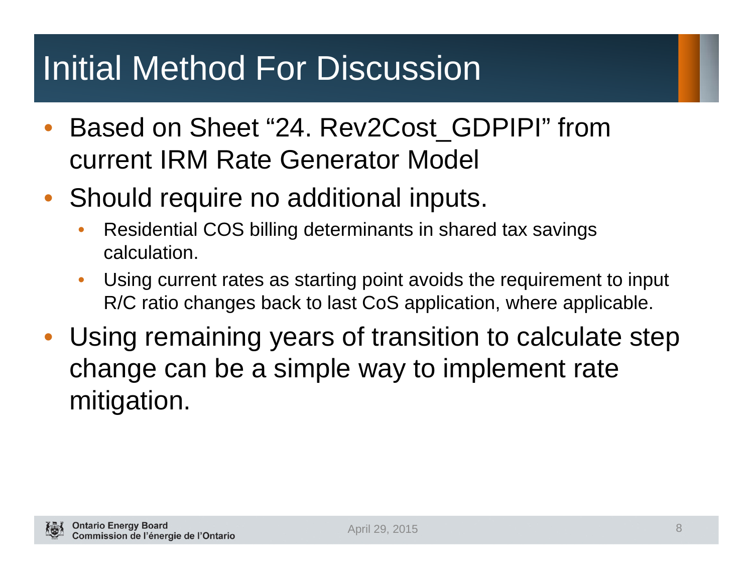# Initial Method For Discussion

- Based on Sheet "24. Rev2Cost_GDPIPI" from current IRM Rate Generator Model
- Should require no additional inputs.
  - Residential COS billing determinants in shared tax savings calculation.
  - Using current rates as starting point avoids the requirement to input R/C ratio changes back to last CoS application, where applicable.
- Using remaining years of transition to calculate step change can be a simple way to implement rate mitigation.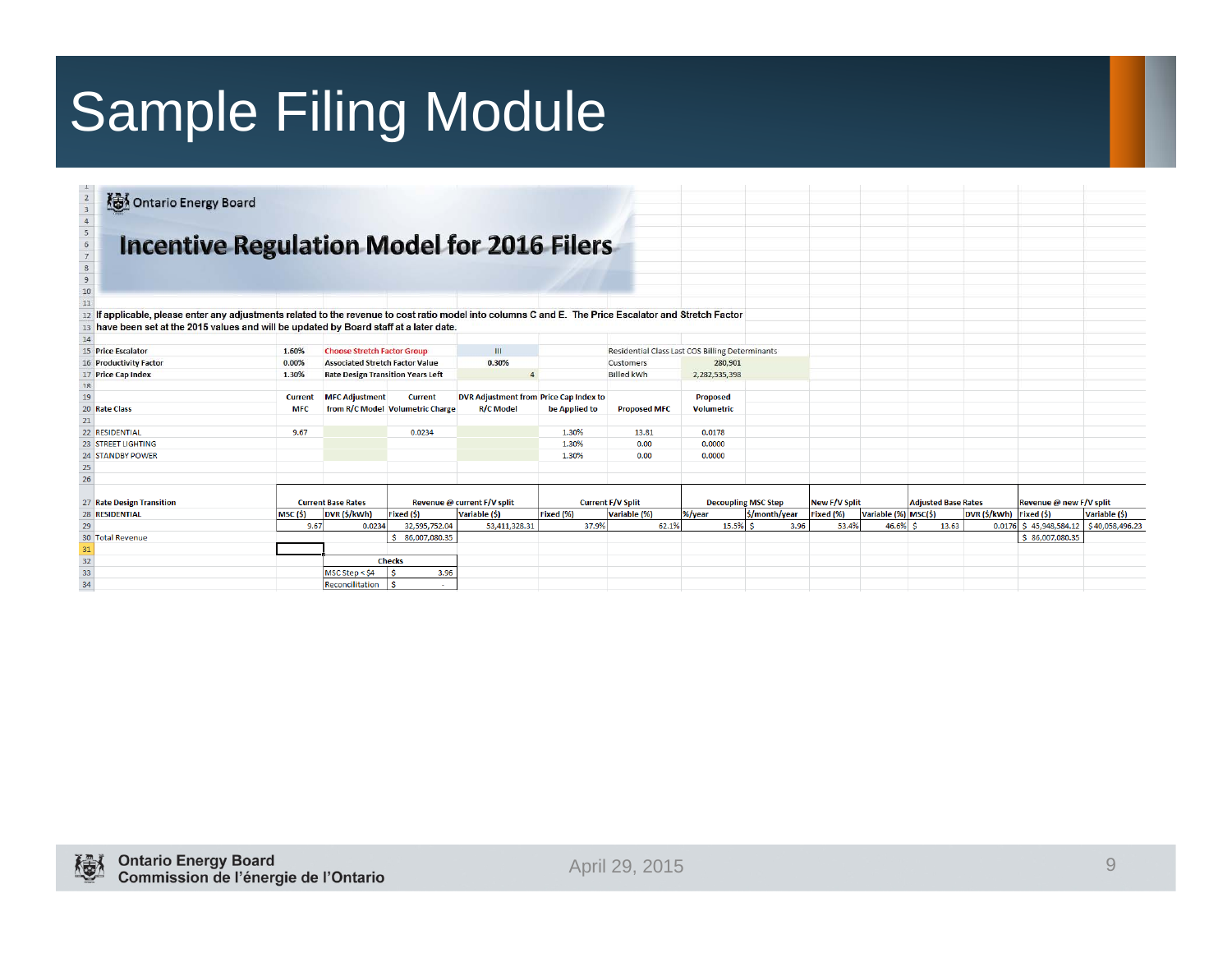# Sample Filing Module

Ontario Energy Board

## Incentive Regulation Model for 2016 Filers

If applicable, please enter any adjustments related to the revenue to cost ratio model into columns C and E. The Price Escalator and Stretch Factor have been set at the 2015 values and will be updated by Board staff at a later date.

| | | | | | |
|---|---|---|---|---|---|
| Price Escalator | 1.60% | Choose Stretch Factor Group | III | Residential Class Last COS Billing Determinants | |
| Productivity Factor | 0.00% | Associated Stretch Factor Value | 0.30% | Customers | 280,901 |
| Price Cap Index | 1.30% | Rate Design Transition Years Left | 4 | Billed kWh | 2,282,535,398 |

| Rate Class | Current MFC | MFC Adjustment from R/C Model | Current Volumetric Charge | DVR Adjustment from R/C Model | Price Cap Index to be Applied to | Proposed MFC | Proposed Volumetric |
|---|---|---|---|---|---|---|---|
| RESIDENTIAL | 9.67 | | 0.0234 | | 1.30% | 13.81 | 0.0178 |
| STREET LIGHTING | | | | | 1.30% | 0.00 | 0.0000 |
| STANDBY POWER | | | | | 1.30% | 0.00 | 0.0000 |

| Rate Design Transition | Current Base Rates | | Revenue @ current F/V split | | Current F/V Split | | Decoupling MSC Step | | New F/V Split | | Adjusted Base Rates | | Revenue @ new F/V split | |
|---|---|---|---|---|---|---|---|---|---|---|---|---|---|---|
| RESIDENTIAL | MSC ($) | DVR ($/kWh) | Fixed ($) | Variable ($) | Fixed (%) | Variable (%) | %/year | $/month/year | Fixed (%) | Variable (%) | MSC($) | DVR ($/kWh) | Fixed ($) | Variable ($) |
| | 9.67 | 0.0234 | 32,595,752.04 | 53,411,328.31 | 37.9% | 62.1% | 15.5% | $ 3.96 | 53.4% | 46.6% | $ 13.63 | 0.0176 | $ 45,948,584.12 | $ 40,058,496.23 |
| Total Revenue | | | $ 86,007,080.35 | | | | | | | | | | $ 86,007,080.35 | |

| Checks | |
|---|---|
| MSC Step < $4 | $ 3.96 |
| Reconcilitation | $ - |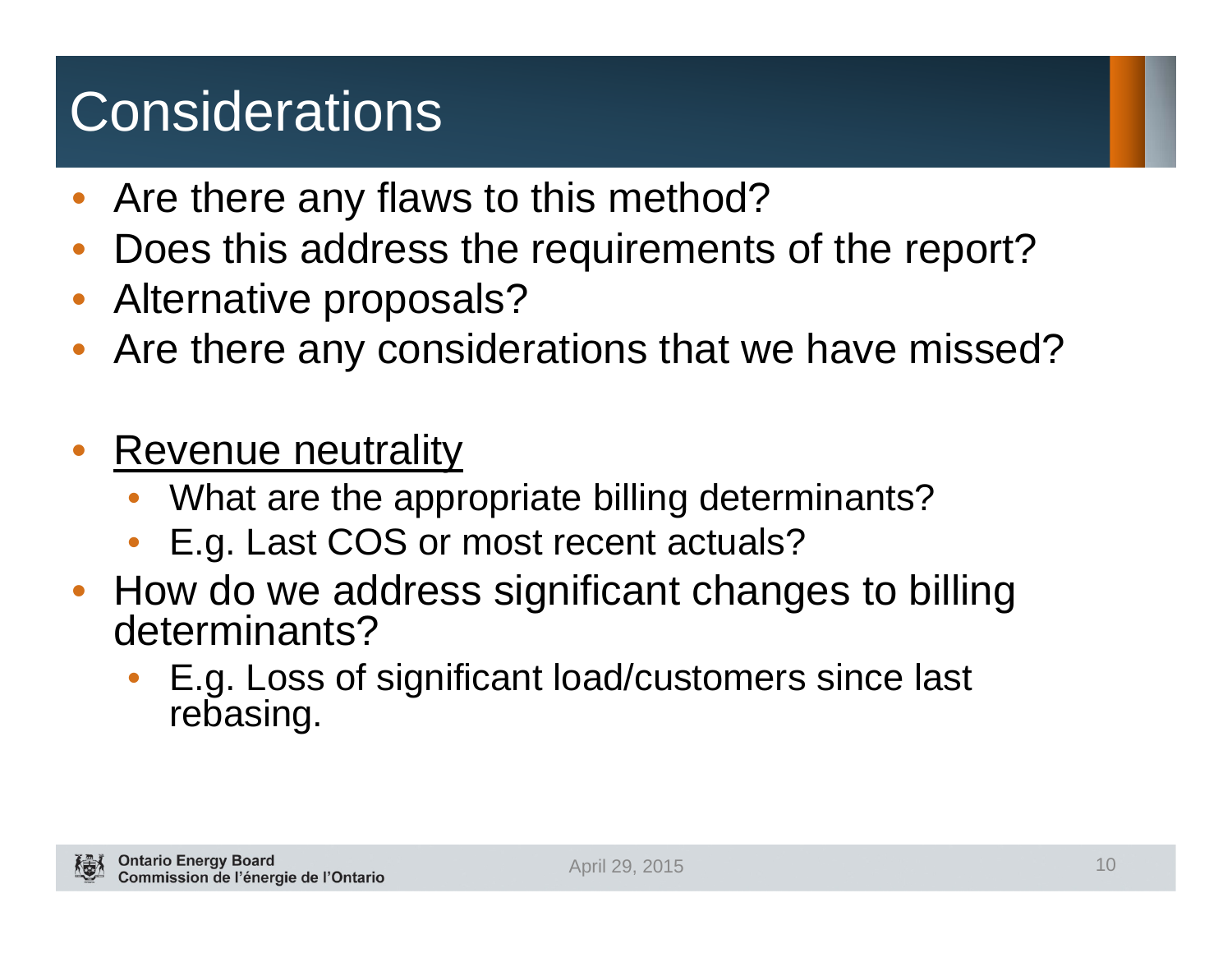# Considerations

- Are there any flaws to this method?
- Does this address the requirements of the report?
- Alternative proposals?
- Are there any considerations that we have missed?

- <u>Revenue neutrality</u>
  - What are the appropriate billing determinants?
  - E.g. Last COS or most recent actuals?
- How do we address significant changes to billing determinants?
  - E.g. Loss of significant load/customers since last rebasing.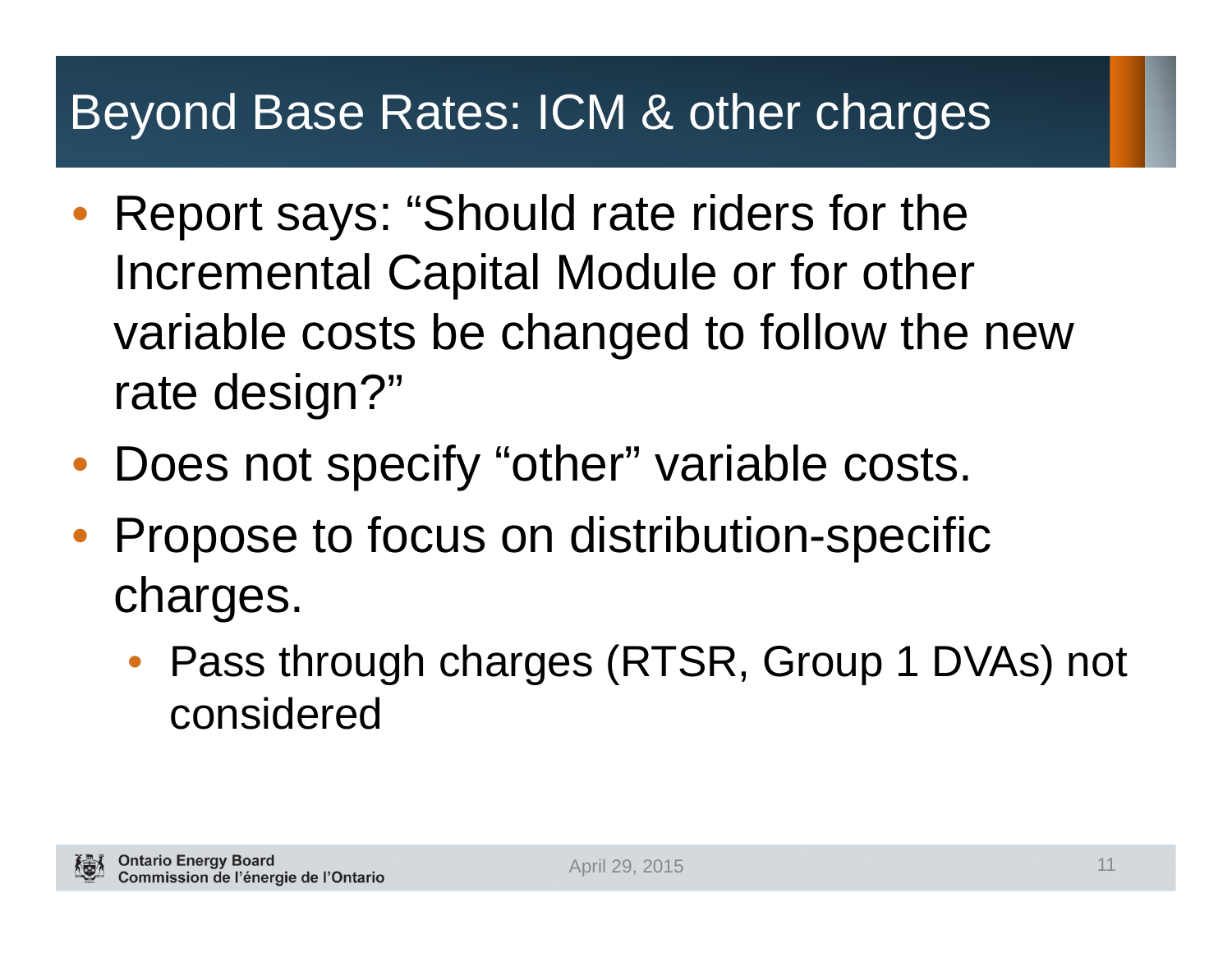# Beyond Base Rates: ICM & other charges

- Report says: "Should rate riders for the Incremental Capital Module or for other variable costs be changed to follow the new rate design?"
- Does not specify "other" variable costs.
- Propose to focus on distribution-specific charges.
  - Pass through charges (RTSR, Group 1 DVAs) not considered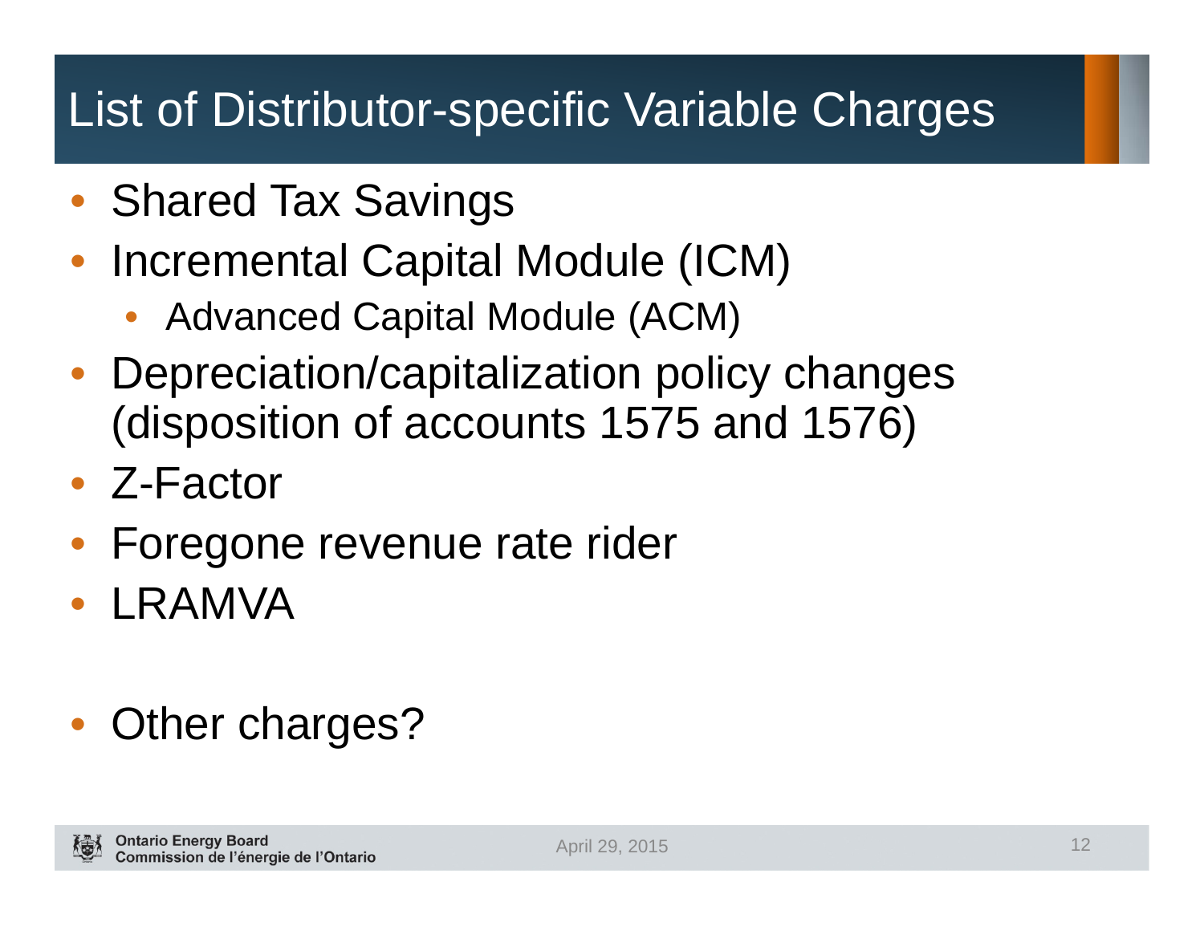# List of Distributor-specific Variable Charges

- Shared Tax Savings
- Incremental Capital Module (ICM)
  - Advanced Capital Module (ACM)
- Depreciation/capitalization policy changes (disposition of accounts 1575 and 1576)
- Z-Factor
- Foregone revenue rate rider
- LRAMVA

- Other charges?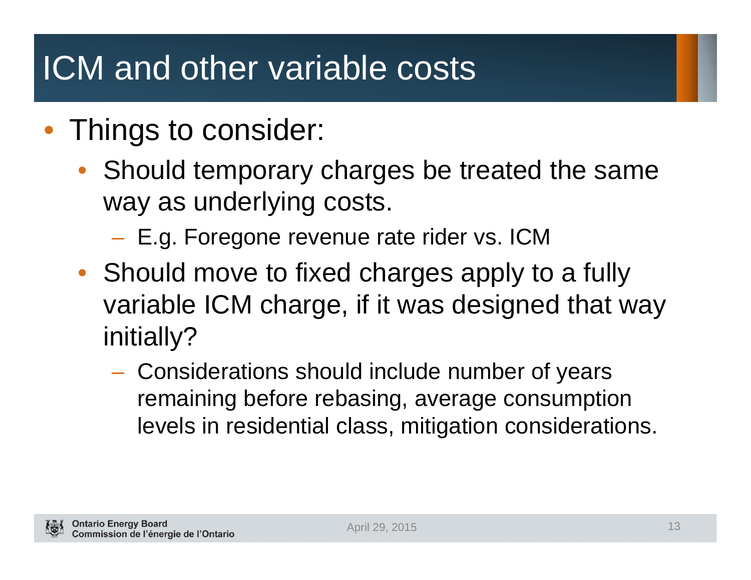# ICM and other variable costs

- Things to consider:
  - Should temporary charges be treated the same way as underlying costs.
    - E.g. Foregone revenue rate rider vs. ICM
  - Should move to fixed charges apply to a fully variable ICM charge, if it was designed that way initially?
    - Considerations should include number of years remaining before rebasing, average consumption levels in residential class, mitigation considerations.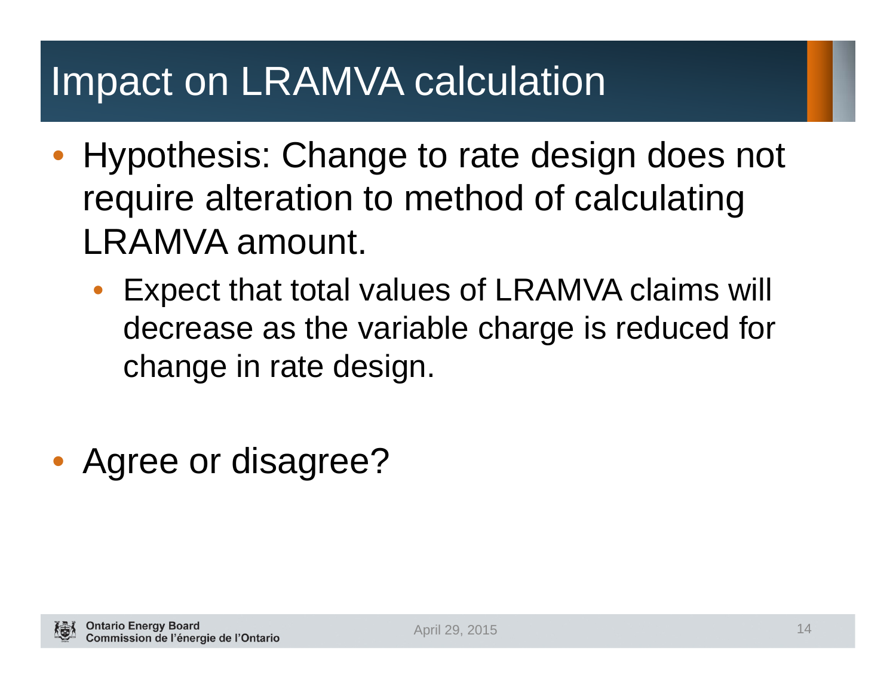# Impact on LRAMVA calculation

- Hypothesis: Change to rate design does not require alteration to method of calculating LRAMVA amount.
  - Expect that total values of LRAMVA claims will decrease as the variable charge is reduced for change in rate design.

- Agree or disagree?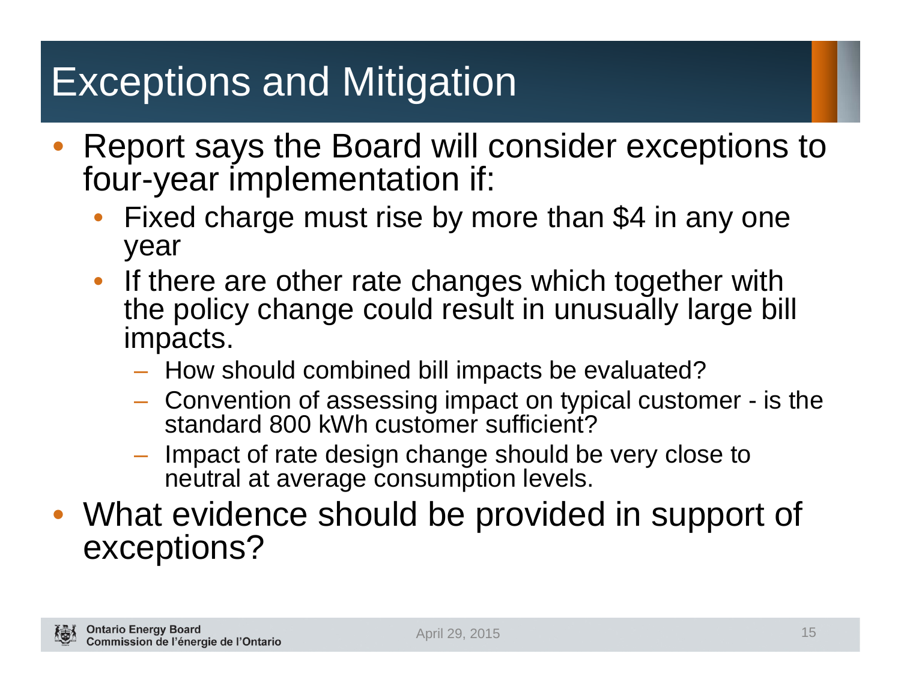# Exceptions and Mitigation

- Report says the Board will consider exceptions to four-year implementation if:
  - Fixed charge must rise by more than $4 in any one year
  - If there are other rate changes which together with the policy change could result in unusually large bill impacts.
    - How should combined bill impacts be evaluated?
    - Convention of assessing impact on typical customer - is the standard 800 kWh customer sufficient?
    - Impact of rate design change should be very close to neutral at average consumption levels.
- What evidence should be provided in support of exceptions?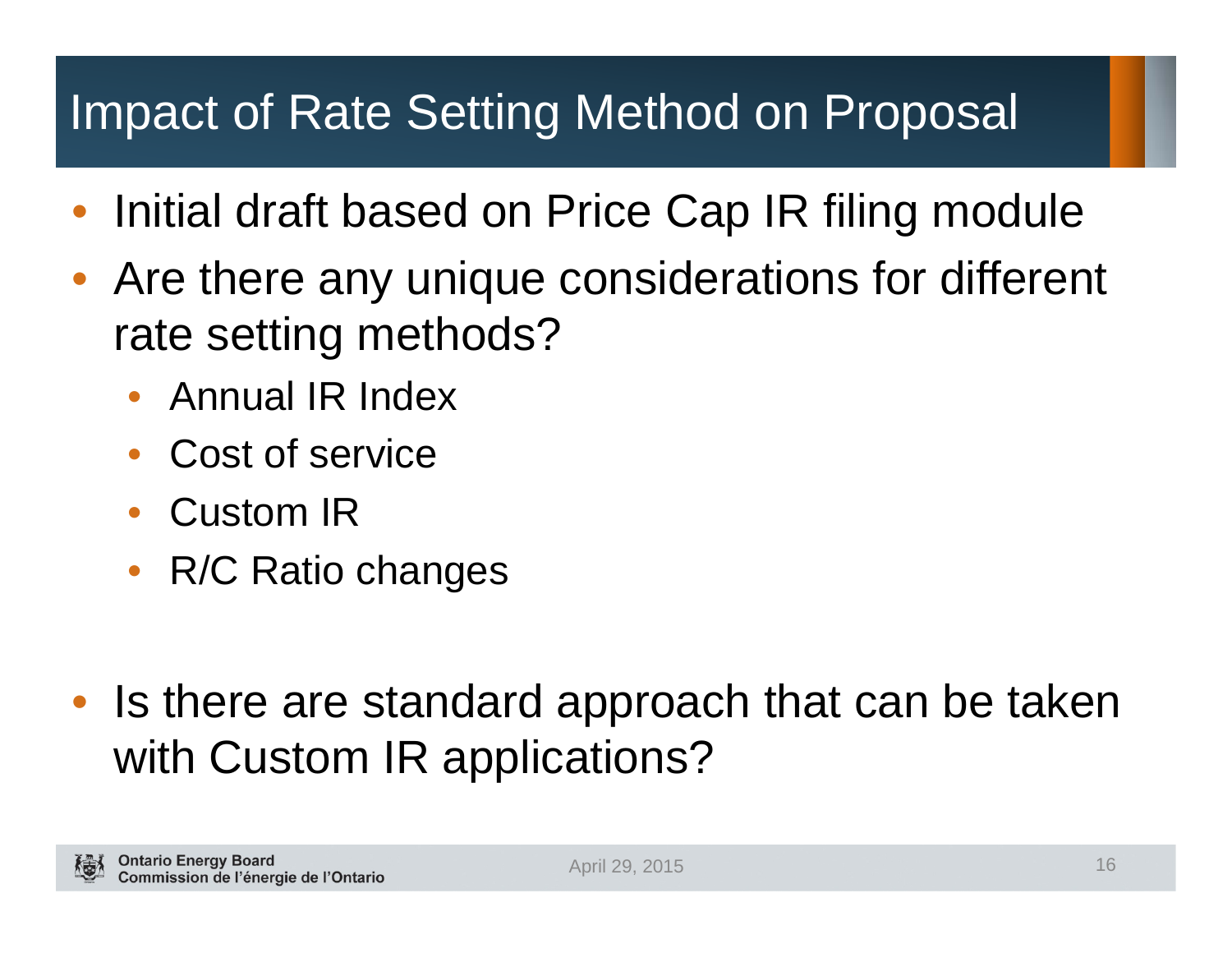# Impact of Rate Setting Method on Proposal

- Initial draft based on Price Cap IR filing module
- Are there any unique considerations for different rate setting methods?
  - Annual IR Index
  - Cost of service
  - Custom IR
  - R/C Ratio changes

- Is there are standard approach that can be taken with Custom IR applications?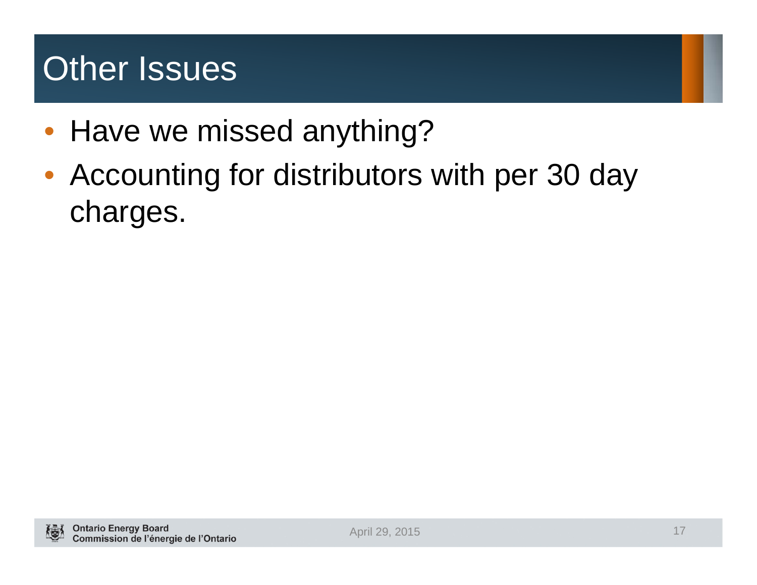# Other Issues

- Have we missed anything?
- Accounting for distributors with per 30 day charges.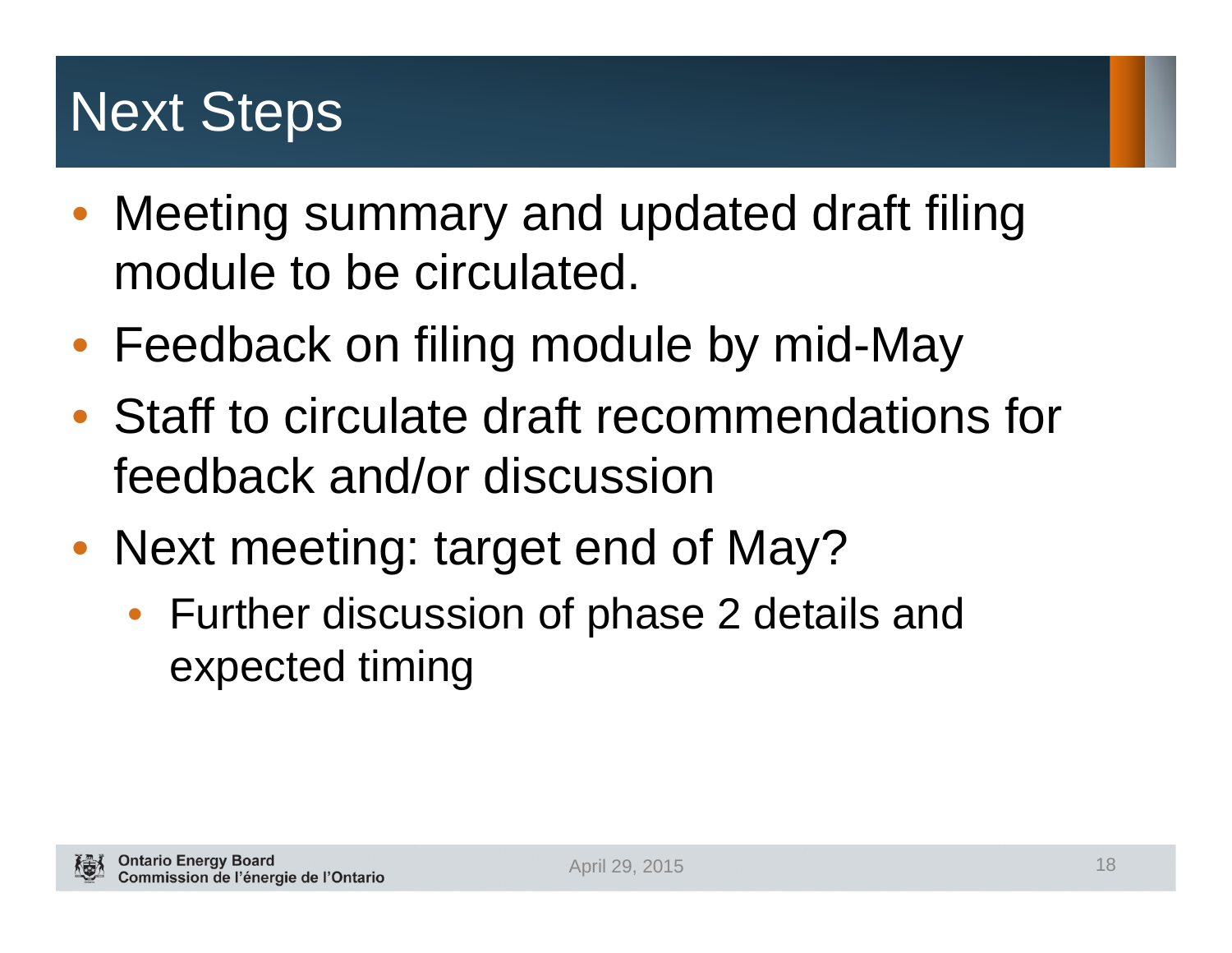# Next Steps

- Meeting summary and updated draft filing module to be circulated.
- Feedback on filing module by mid-May
- Staff to circulate draft recommendations for feedback and/or discussion
- Next meeting: target end of May?
  - Further discussion of phase 2 details and expected timing